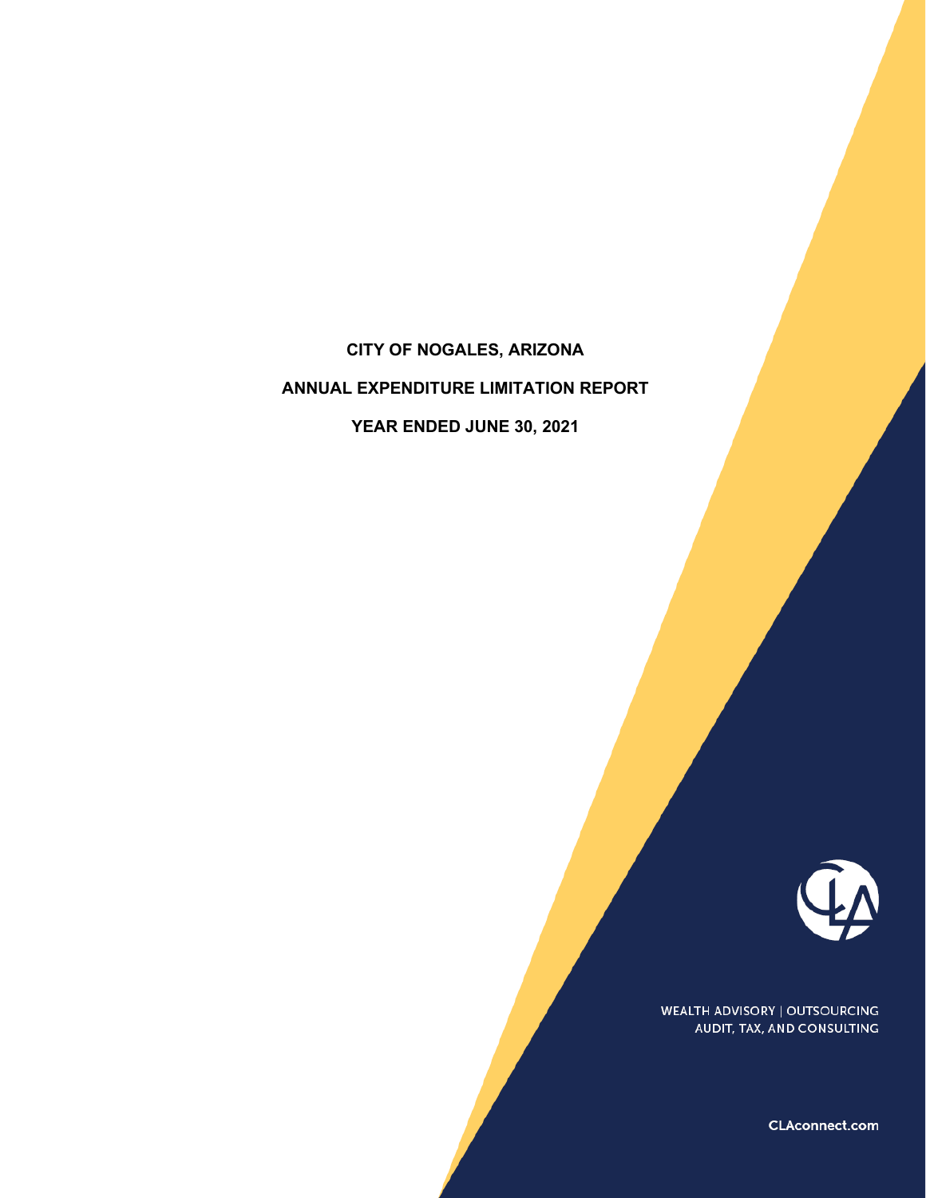# CITY OF NOGALES, ARIZONA

## ANNUAL EXPENDITURE LIMITATION REPORT

## YEAR ENDED JUNE 30, 2021

WEALTH ADVISORY | OUTSOURCING
AUDIT, TAX, AND CONSULTING

CLAconnect.com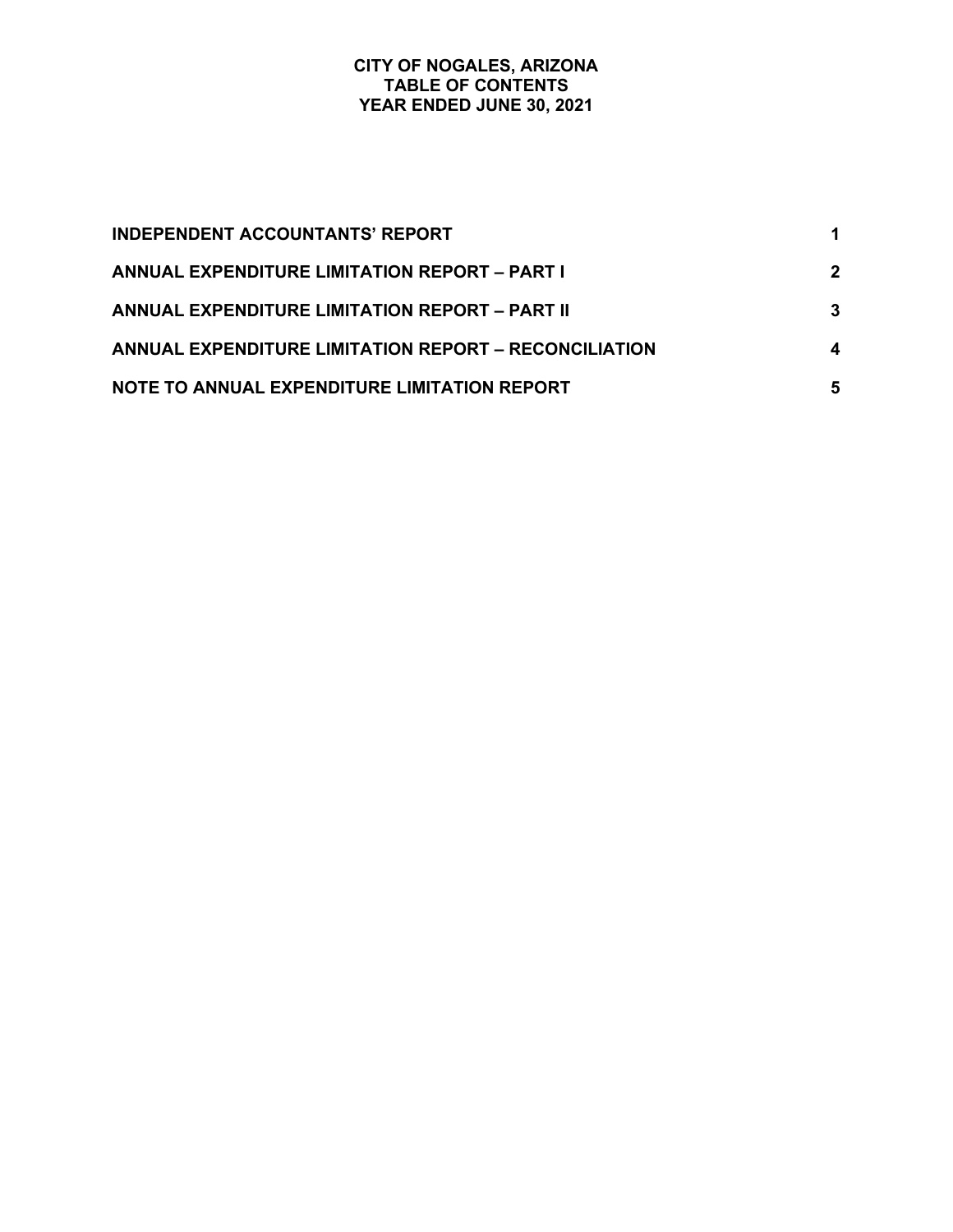# CITY OF NOGALES, ARIZONA
## TABLE OF CONTENTS
### YEAR ENDED JUNE 30, 2021

| | |
|---|---|
| **INDEPENDENT ACCOUNTANTS' REPORT** | **1** |
| **ANNUAL EXPENDITURE LIMITATION REPORT – PART I** | **2** |
| **ANNUAL EXPENDITURE LIMITATION REPORT – PART II** | **3** |
| **ANNUAL EXPENDITURE LIMITATION REPORT – RECONCILIATION** | **4** |
| **NOTE TO ANNUAL EXPENDITURE LIMITATION REPORT** | **5** |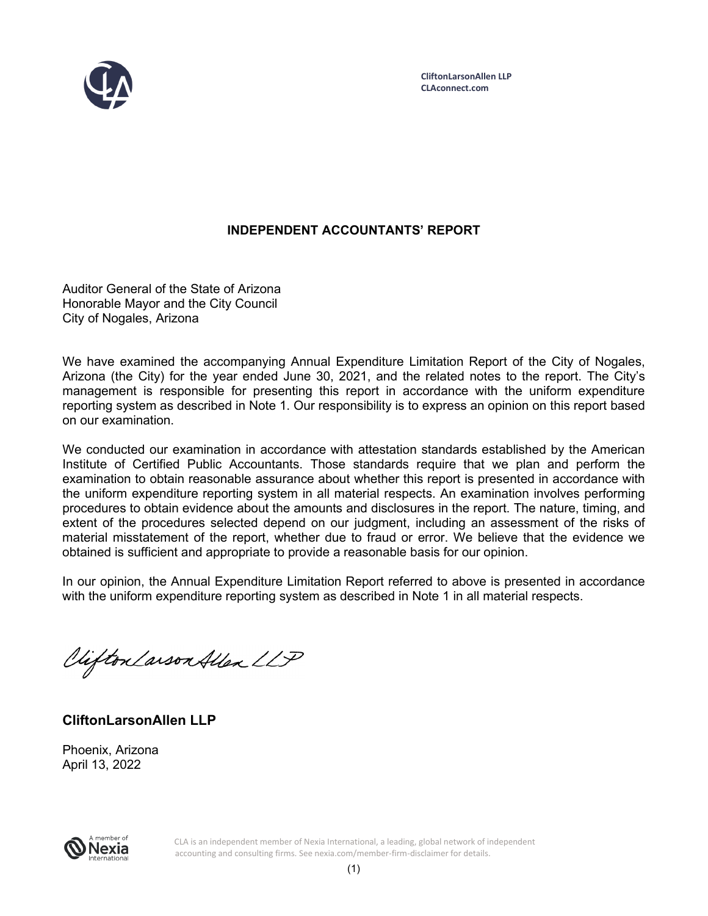CliftonLarsonAllen LLP
CLAconnect.com

# INDEPENDENT ACCOUNTANTS' REPORT

Auditor General of the State of Arizona
Honorable Mayor and the City Council
City of Nogales, Arizona

We have examined the accompanying Annual Expenditure Limitation Report of the City of Nogales, Arizona (the City) for the year ended June 30, 2021, and the related notes to the report. The City's management is responsible for presenting this report in accordance with the uniform expenditure reporting system as described in Note 1. Our responsibility is to express an opinion on this report based on our examination.

We conducted our examination in accordance with attestation standards established by the American Institute of Certified Public Accountants. Those standards require that we plan and perform the examination to obtain reasonable assurance about whether this report is presented in accordance with the uniform expenditure reporting system in all material respects. An examination involves performing procedures to obtain evidence about the amounts and disclosures in the report. The nature, timing, and extent of the procedures selected depend on our judgment, including an assessment of the risks of material misstatement of the report, whether due to fraud or error. We believe that the evidence we obtained is sufficient and appropriate to provide a reasonable basis for our opinion.

In our opinion, the Annual Expenditure Limitation Report referred to above is presented in accordance with the uniform expenditure reporting system as described in Note 1 in all material respects.

CliftonLarsonAllen LLP

**CliftonLarsonAllen LLP**

Phoenix, Arizona
April 13, 2022

CLA is an independent member of Nexia International, a leading, global network of independent accounting and consulting firms. See nexia.com/member-firm-disclaimer for details.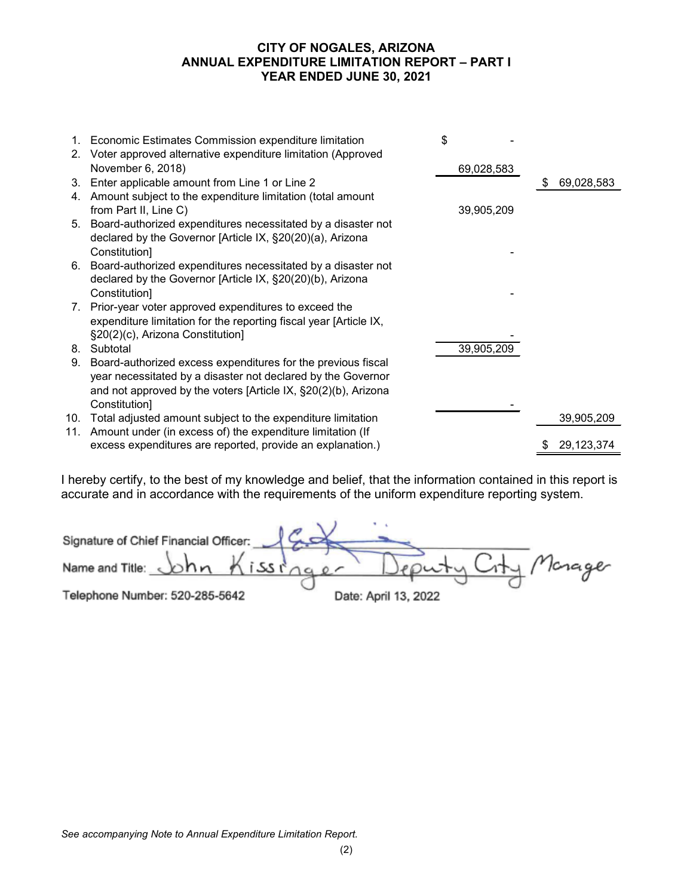**CITY OF NOGALES, ARIZONA**
**ANNUAL EXPENDITURE LIMITATION REPORT – PART I**
**YEAR ENDED JUNE 30, 2021**

| | | | |
|---|---|---|---|
| 1. | Economic Estimates Commission expenditure limitation | $ - | |
| 2. | Voter approved alternative expenditure limitation (Approved November 6, 2018) | 69,028,583 | |
| 3. | Enter applicable amount from Line 1 or Line 2 | | $ 69,028,583 |
| 4. | Amount subject to the expenditure limitation (total amount from Part II, Line C) | 39,905,209 | |
| 5. | Board-authorized expenditures necessitated by a disaster not declared by the Governor [Article IX, §20(20)(a), Arizona Constitution] | - | |
| 6. | Board-authorized expenditures necessitated by a disaster not declared by the Governor [Article IX, §20(20)(b), Arizona Constitution] | - | |
| 7. | Prior-year voter approved expenditures to exceed the expenditure limitation for the reporting fiscal year [Article IX, §20(2)(c), Arizona Constitution] | - | |
| 8. | Subtotal | 39,905,209 | |
| 9. | Board-authorized excess expenditures for the previous fiscal year necessitated by a disaster not declared by the Governor and not approved by the voters [Article IX, §20(2)(b), Arizona Constitution] | - | |
| 10. | Total adjusted amount subject to the expenditure limitation | | 39,905,209 |
| 11. | Amount under (in excess of) the expenditure limitation (If excess expenditures are reported, provide an explanation.) | | $ 29,123,374 |

I hereby certify, to the best of my knowledge and belief, that the information contained in this report is accurate and in accordance with the requirements of the uniform expenditure reporting system.

Signature of Chief Financial Officer: [signature]

Name and Title: John Kissinger Deputy City Manager

Telephone Number: 520-285-5642 Date: April 13, 2022

*See accompanying Note to Annual Expenditure Limitation Report.*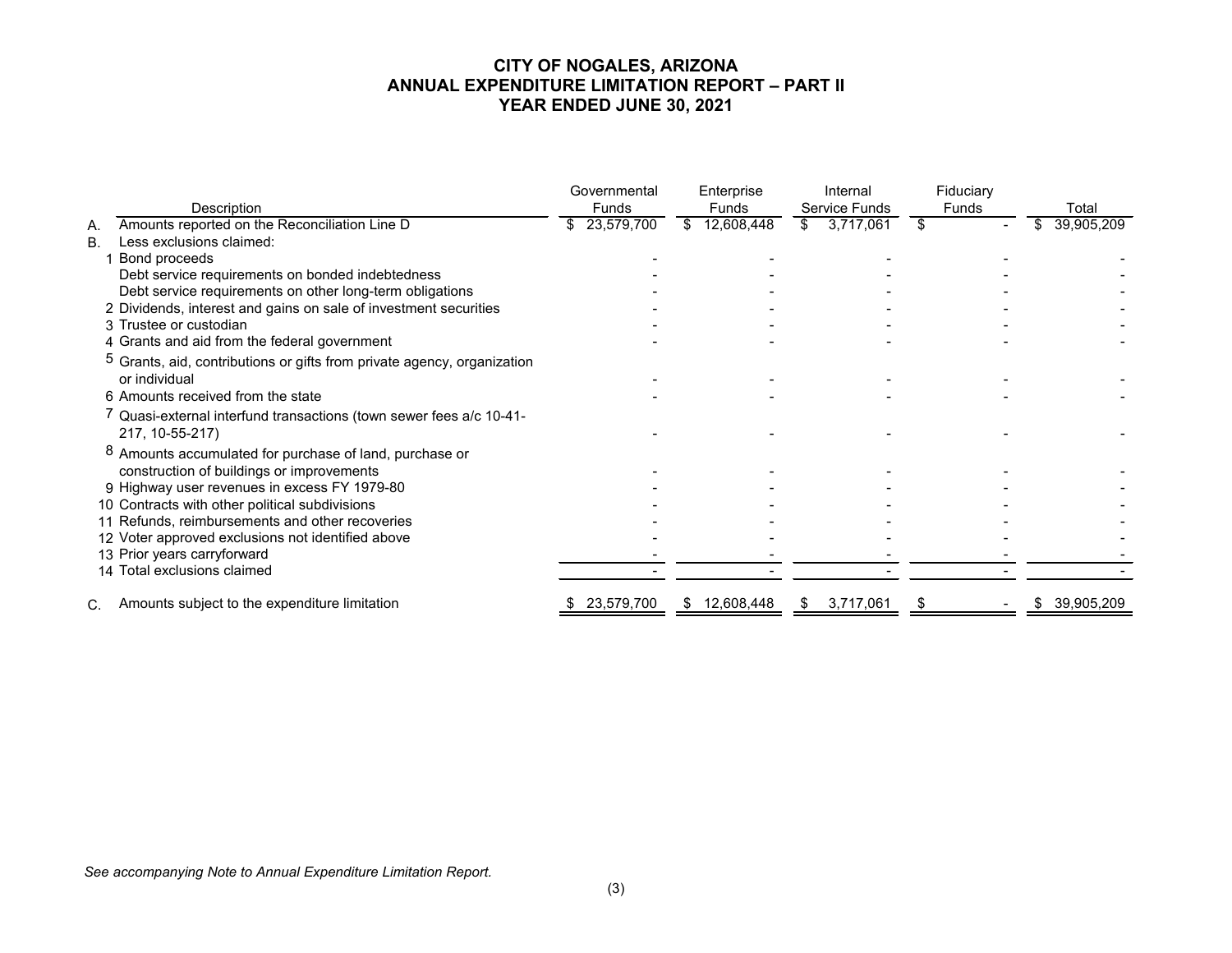# CITY OF NOGALES, ARIZONA
## ANNUAL EXPENDITURE LIMITATION REPORT – PART II
## YEAR ENDED JUNE 30, 2021

| | | Description | Governmental Funds | Enterprise Funds | Internal Service Funds | Fiduciary Funds | Total |
|---|---|---|---|---|---|---|---|
| A. | | Amounts reported on the Reconciliation Line D | $ 23,579,700 | $ 12,608,448 | $ 3,717,061 | $ - | $ 39,905,209 |
| B. | | Less exclusions claimed: | | | | | |
| | 1 | Bond proceeds | - | - | - | - | - |
| | | Debt service requirements on bonded indebtedness | - | - | - | - | - |
| | | Debt service requirements on other long-term obligations | - | - | - | - | - |
| | 2 | Dividends, interest and gains on sale of investment securities | - | - | - | - | - |
| | 3 | Trustee or custodian | - | - | - | - | - |
| | 4 | Grants and aid from the federal government | - | - | - | - | - |
| | 5 | Grants, aid, contributions or gifts from private agency, organization or individual | - | - | - | - | - |
| | 6 | Amounts received from the state | - | - | - | - | - |
| | 7 | Quasi-external interfund transactions (town sewer fees a/c 10-41-217, 10-55-217) | - | - | - | - | - |
| | 8 | Amounts accumulated for purchase of land, purchase or construction of buildings or improvements | - | - | - | - | - |
| | 9 | Highway user revenues in excess FY 1979-80 | - | - | - | - | - |
| | 10 | Contracts with other political subdivisions | - | - | - | - | - |
| | 11 | Refunds, reimbursements and other recoveries | - | - | - | - | - |
| | 12 | Voter approved exclusions not identified above | - | - | - | - | - |
| | 13 | Prior years carryforward | - | - | - | - | - |
| | 14 | Total exclusions claimed | - | - | - | - | - |
| C. | | Amounts subject to the expenditure limitation | $ 23,579,700 | $ 12,608,448 | $ 3,717,061 | $ - | $ 39,905,209 |

*See accompanying Note to Annual Expenditure Limitation Report.*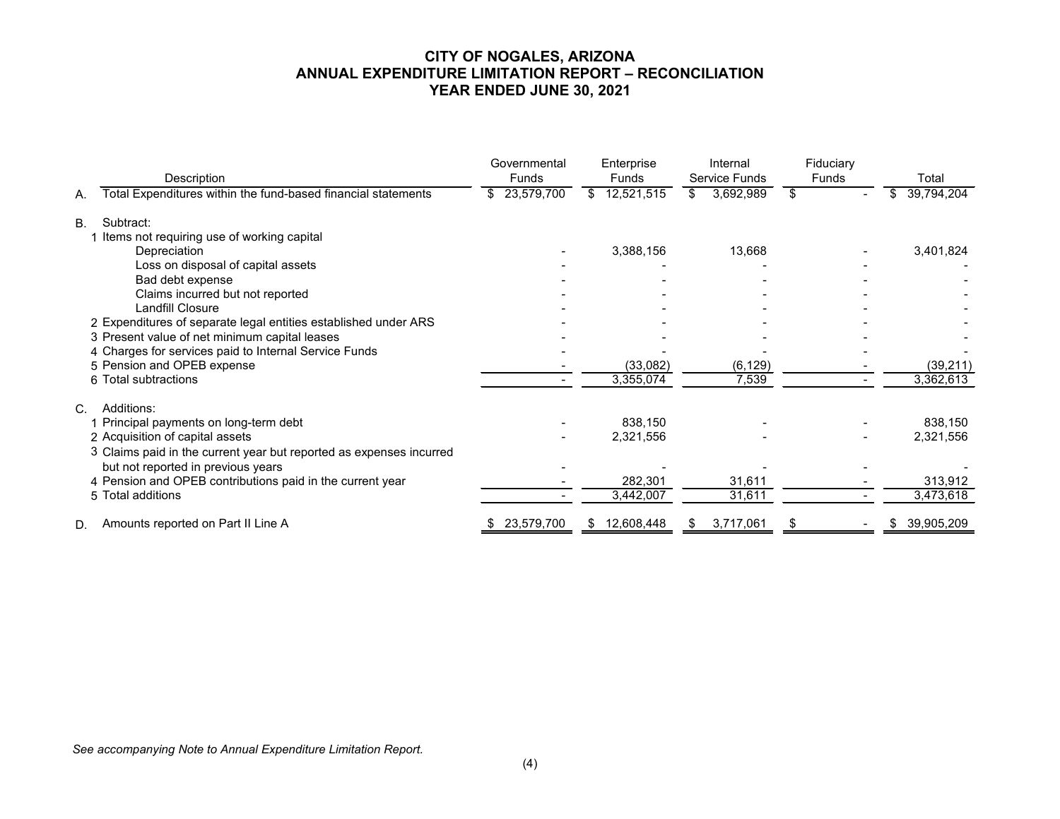# CITY OF NOGALES, ARIZONA
## ANNUAL EXPENDITURE LIMITATION REPORT – RECONCILIATION
## YEAR ENDED JUNE 30, 2021

| | Description | Governmental Funds | Enterprise Funds | Internal Service Funds | Fiduciary Funds | Total |
|---|---|---|---|---|---|---|
| A. | Total Expenditures within the fund-based financial statements | $ 23,579,700 | $ 12,521,515 | $ 3,692,989 | $ - | $ 39,794,204 |
| | | | | | | |
| B. | Subtract: | | | | | |
| | 1 Items not requiring use of working capital | | | | | |
| | Depreciation | - | 3,388,156 | 13,668 | - | 3,401,824 |
| | Loss on disposal of capital assets | - | - | - | - | - |
| | Bad debt expense | - | - | - | - | - |
| | Claims incurred but not reported | - | - | - | - | - |
| | Landfill Closure | - | - | - | - | - |
| | 2 Expenditures of separate legal entities established under ARS | - | - | - | - | - |
| | 3 Present value of net minimum capital leases | - | - | - | - | - |
| | 4 Charges for services paid to Internal Service Funds | - | - | - | - | - |
| | 5 Pension and OPEB expense | - | (33,082) | (6,129) | - | (39,211) |
| | 6 Total subtractions | - | 3,355,074 | 7,539 | - | 3,362,613 |
| | | | | | | |
| C. | Additions: | | | | | |
| | 1 Principal payments on long-term debt | - | 838,150 | - | - | 838,150 |
| | 2 Acquisition of capital assets | - | 2,321,556 | - | - | 2,321,556 |
| | 3 Claims paid in the current year but reported as expenses incurred but not reported in previous years | - | - | - | - | - |
| | 4 Pension and OPEB contributions paid in the current year | - | 282,301 | 31,611 | - | 313,912 |
| | 5 Total additions | - | 3,442,007 | 31,611 | - | 3,473,618 |
| | | | | | | |
| D. | Amounts reported on Part II Line A | $ 23,579,700 | $ 12,608,448 | $ 3,717,061 | $ - | $ 39,905,209 |

*See accompanying Note to Annual Expenditure Limitation Report.*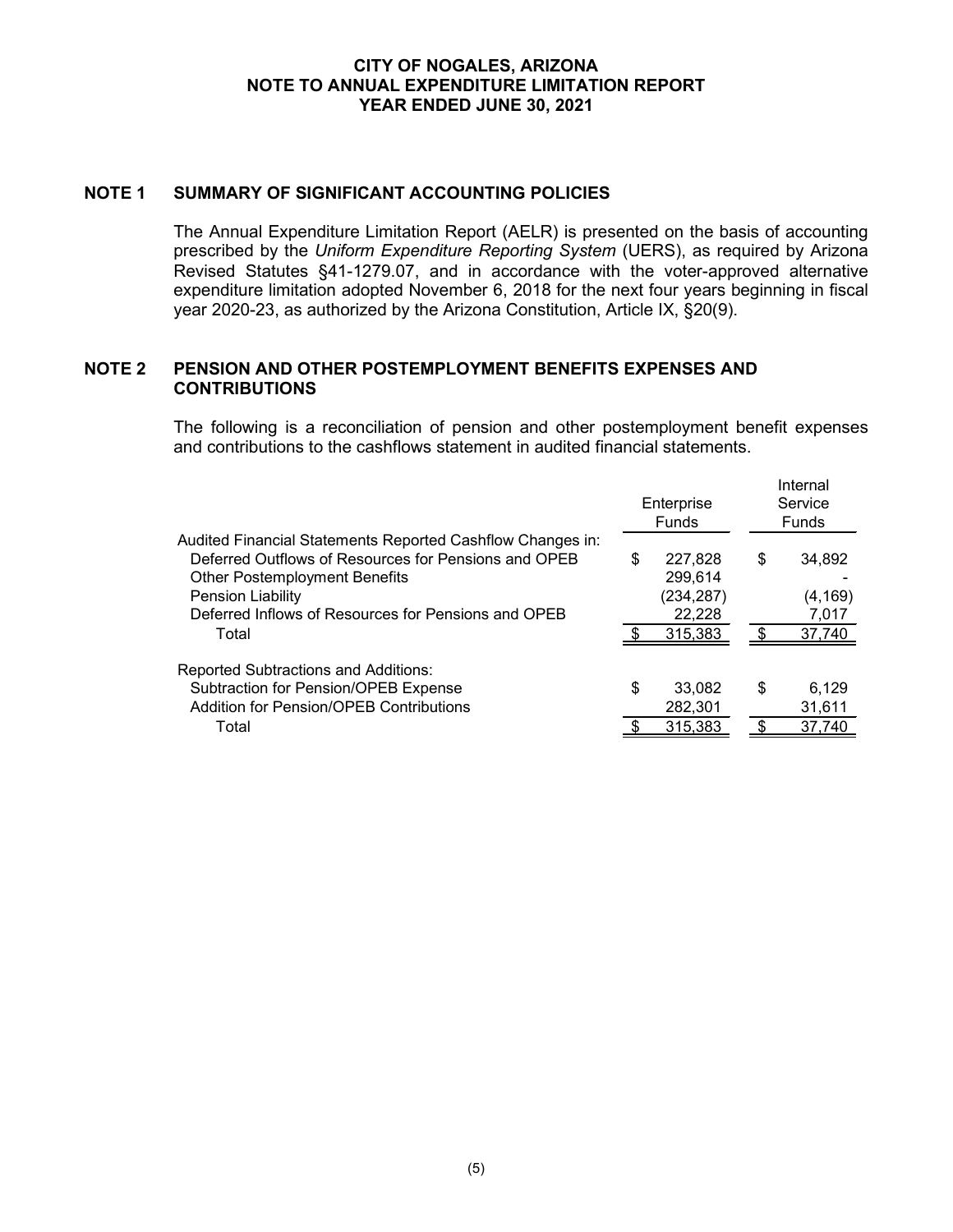# CITY OF NOGALES, ARIZONA
# NOTE TO ANNUAL EXPENDITURE LIMITATION REPORT
# YEAR ENDED JUNE 30, 2021

## NOTE 1 SUMMARY OF SIGNIFICANT ACCOUNTING POLICIES

The Annual Expenditure Limitation Report (AELR) is presented on the basis of accounting prescribed by the *Uniform Expenditure Reporting System* (UERS), as required by Arizona Revised Statutes §41-1279.07, and in accordance with the voter-approved alternative expenditure limitation adopted November 6, 2018 for the next four years beginning in fiscal year 2020-23, as authorized by the Arizona Constitution, Article IX, §20(9).

## NOTE 2 PENSION AND OTHER POSTEMPLOYMENT BENEFITS EXPENSES AND CONTRIBUTIONS

The following is a reconciliation of pension and other postemployment benefit expenses and contributions to the cashflows statement in audited financial statements.

| | Enterprise Funds | Internal Service Funds |
|---|---|---|
| Audited Financial Statements Reported Cashflow Changes in: | | |
| Deferred Outflows of Resources for Pensions and OPEB | $ 227,828 | $ 34,892 |
| Other Postemployment Benefits | 299,614 | - |
| Pension Liability | (234,287) | (4,169) |
| Deferred Inflows of Resources for Pensions and OPEB | 22,228 | 7,017 |
| Total | $ 315,383 | $ 37,740 |
| Reported Subtractions and Additions: | | |
| Subtraction for Pension/OPEB Expense | $ 33,082 | $ 6,129 |
| Addition for Pension/OPEB Contributions | 282,301 | 31,611 |
| Total | $ 315,383 | $ 37,740 |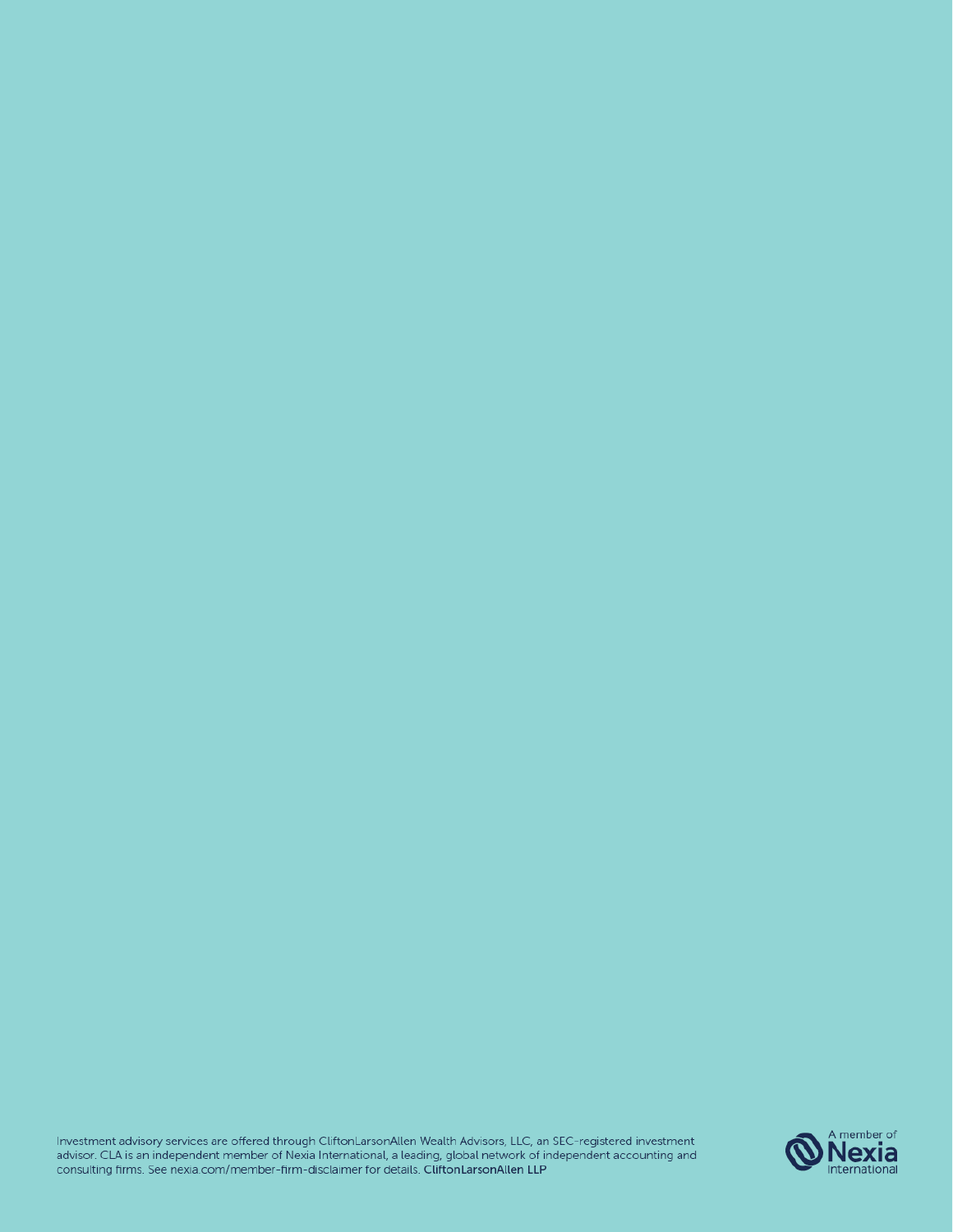Investment advisory services are offered through CliftonLarsonAllen Wealth Advisors, LLC, an SEC-registered investment advisor. CLA is an independent member of Nexia International, a leading, global network of independent accounting and consulting firms. See nexia.com/member-firm-disclaimer for details. **CliftonLarsonAllen LLP**

A member of Nexia International